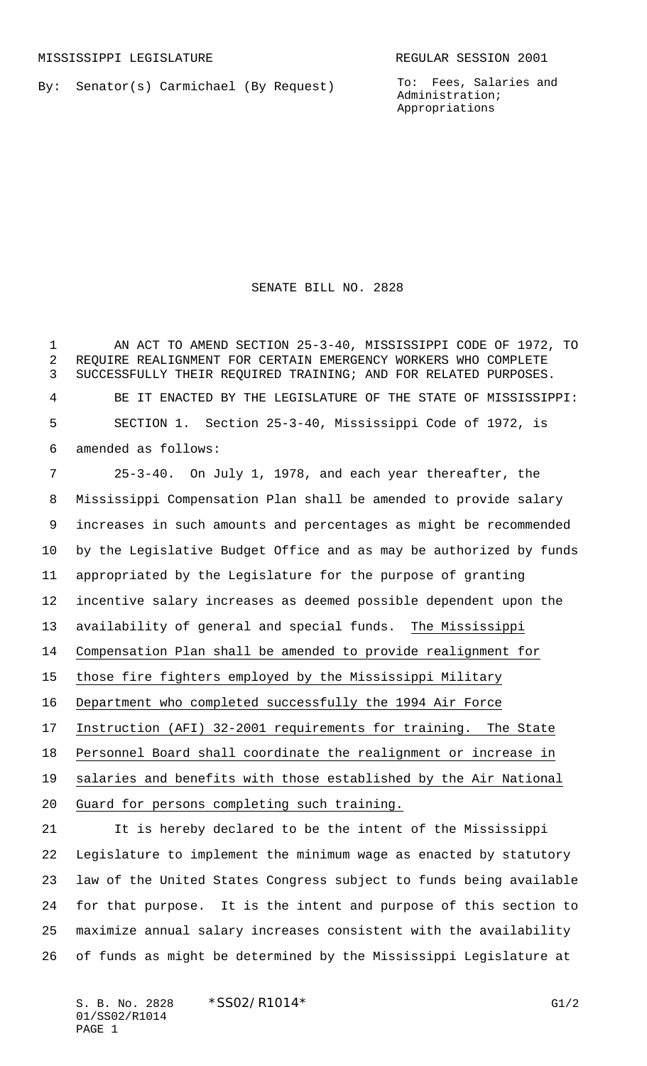MISSISSIPPI LEGISLATURE REGULAR SESSION 2001

By: Senator(s) Carmichael (By Request)

To: Fees, Salaries and Administration; Appropriations

# SENATE BILL NO. 2828

AN ACT TO AMEND SECTION 25-3-40, MISSISSIPPI CODE OF 1972, TO REQUIRE REALIGNMENT FOR CERTAIN EMERGENCY WORKERS WHO COMPLETE SUCCESSFULLY THEIR REQUIRED TRAINING; AND FOR RELATED PURPOSES.

BE IT ENACTED BY THE LEGISLATURE OF THE STATE OF MISSISSIPPI:

SECTION 1. Section 25-3-40, Mississippi Code of 1972, is amended as follows:

25-3-40. On July 1, 1978, and each year thereafter, the Mississippi Compensation Plan shall be amended to provide salary increases in such amounts and percentages as might be recommended by the Legislative Budget Office and as may be authorized by funds appropriated by the Legislature for the purpose of granting incentive salary increases as deemed possible dependent upon the availability of general and special funds. <u>The Mississippi Compensation Plan shall be amended to provide realignment for those fire fighters employed by the Mississippi Military Department who completed successfully the 1994 Air Force Instruction (AFI) 32-2001 requirements for training. The State Personnel Board shall coordinate the realignment or increase in salaries and benefits with those established by the Air National Guard for persons completing such training.</u>

It is hereby declared to be the intent of the Mississippi Legislature to implement the minimum wage as enacted by statutory law of the United States Congress subject to funds being available for that purpose. It is the intent and purpose of this section to maximize annual salary increases consistent with the availability of funds as might be determined by the Mississippi Legislature at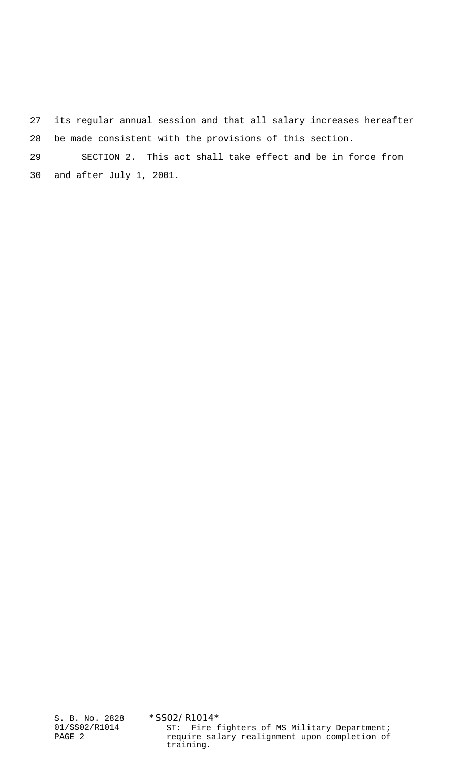27 its regular annual session and that all salary increases hereafter

28 be made consistent with the provisions of this section.

29 SECTION 2. This act shall take effect and be in force from

30 and after July 1, 2001.